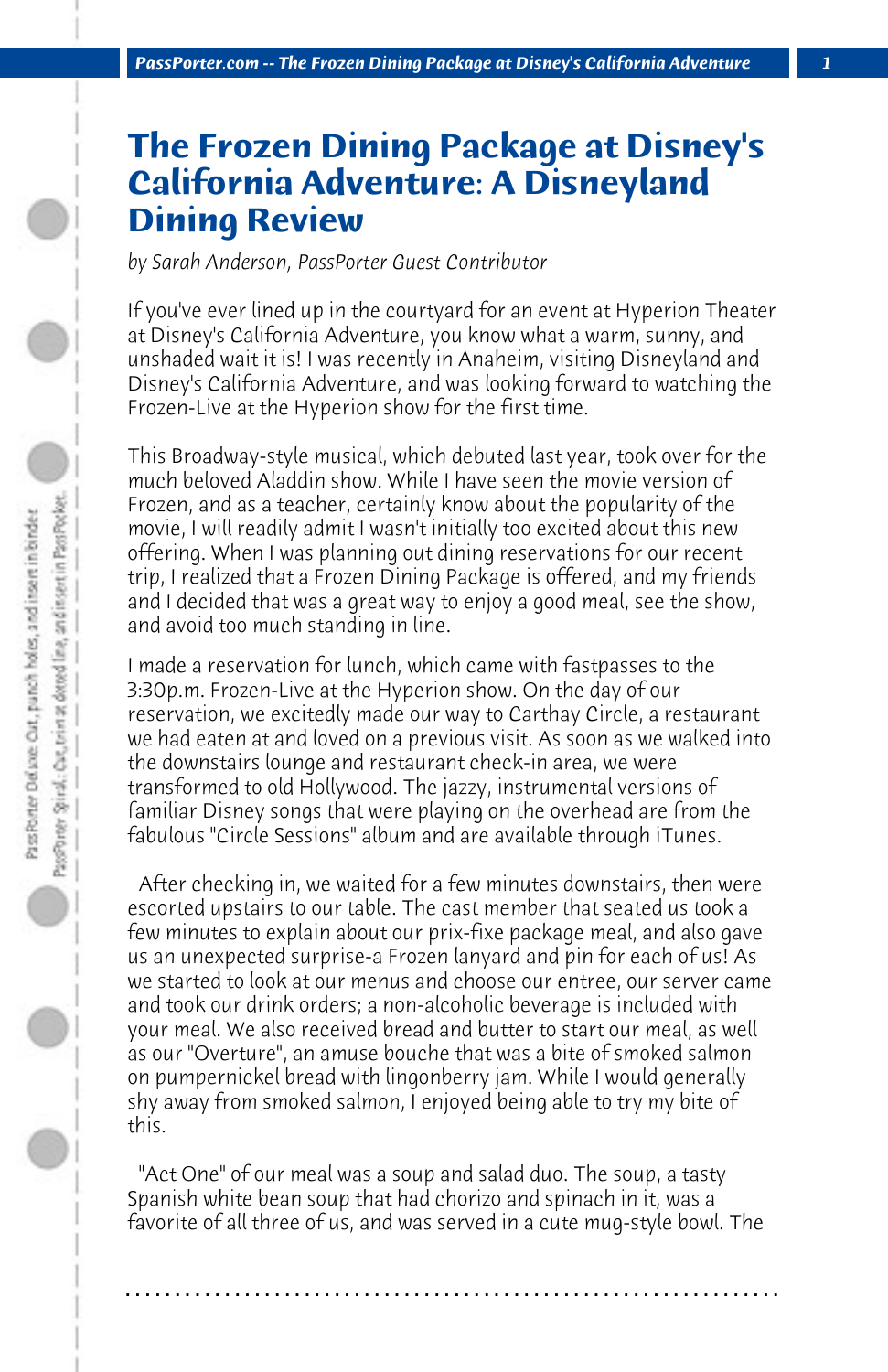# The Frozen Dining Package at Disney's California Adventure: A Disneyland Dining Review

*by Sarah Anderson, PassPorter Guest Contributor*

If you've ever lined up in the courtyard for an event at Hyperion Theater at Disney's California Adventure, you know what a warm, sunny, and unshaded wait it is! I was recently in Anaheim, visiting Disneyland and Disney's California Adventure, and was looking forward to watching the Frozen-Live at the Hyperion show for the first time.

This Broadway-style musical, which debuted last year, took over for the much beloved Aladdin show. While I have seen the movie version of Frozen, and as a teacher, certainly know about the popularity of the movie, I will readily admit I wasn't initially too excited about this new offering. When I was planning out dining reservations for our recent trip, I realized that a Frozen Dining Package is offered, and my friends and I decided that was a great way to enjoy a good meal, see the show, and avoid too much standing in line.

I made a reservation for lunch, which came with fastpasses to the 3:30p.m. Frozen-Live at the Hyperion show. On the day of our reservation, we excitedly made our way to Carthay Circle, a restaurant we had eaten at and loved on a previous visit. As soon as we walked into the downstairs lounge and restaurant check-in area, we were transformed to old Hollywood. The jazzy, instrumental versions of familiar Disney songs that were playing on the overhead are from the fabulous "Circle Sessions" album and are available through iTunes.

After checking in, we waited for a few minutes downstairs, then were escorted upstairs to our table. The cast member that seated us took a few minutes to explain about our prix-fixe package meal, and also gave us an unexpected surprise-a Frozen lanyard and pin for each of us! As we started to look at our menus and choose our entree, our server came and took our drink orders; a non-alcoholic beverage is included with your meal. We also received bread and butter to start our meal, as well as our "Overture", an amuse bouche that was a bite of smoked salmon on pumpernickel bread with lingonberry jam. While I would generally shy away from smoked salmon, I enjoyed being able to try my bite of this.

"Act One" of our meal was a soup and salad duo. The soup, a tasty Spanish white bean soup that had chorizo and spinach in it, was a favorite of all three of us, and was served in a cute mug-style bowl. The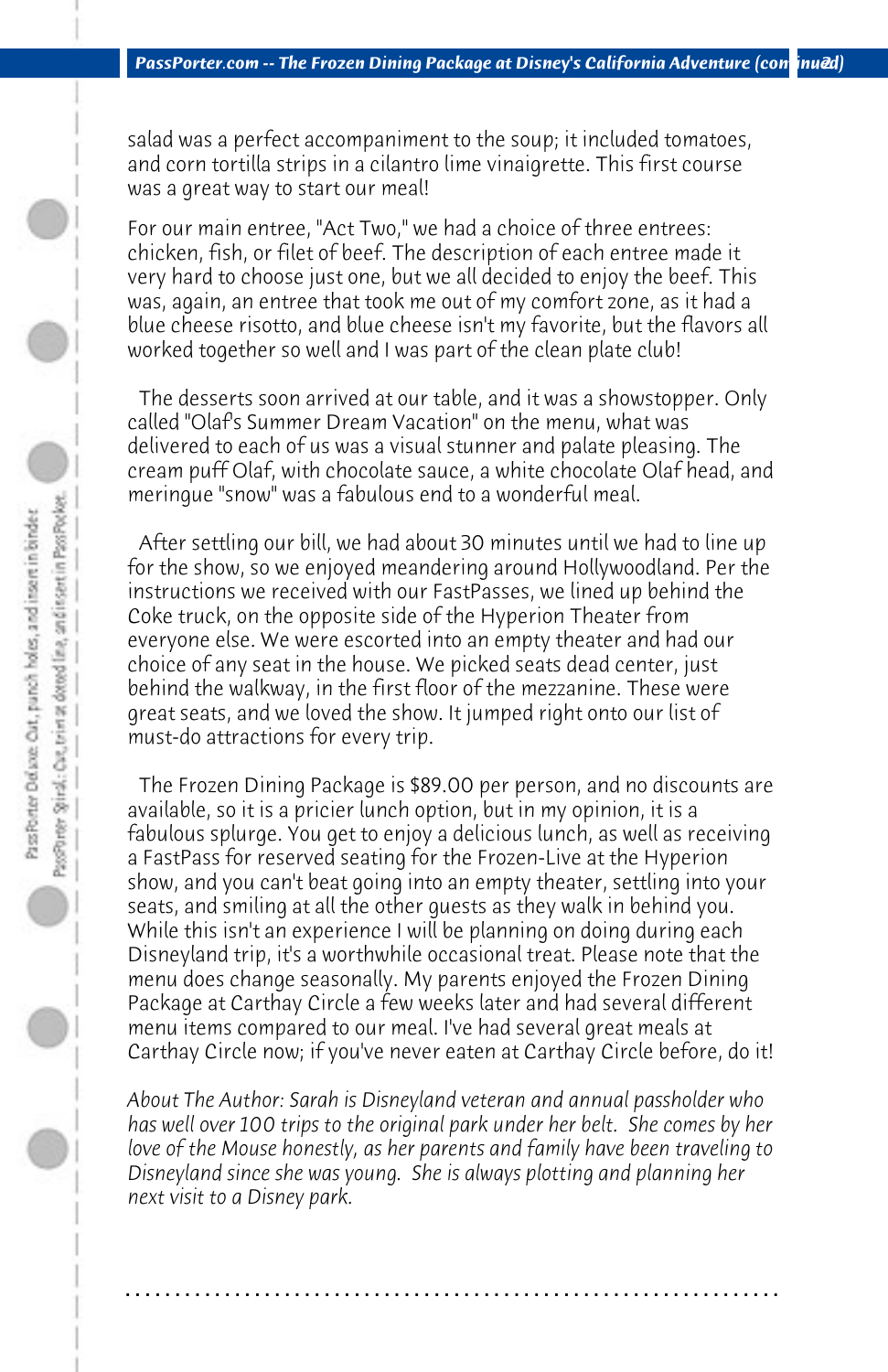salad was a perfect accompaniment to the soup; it included tomatoes, and corn tortilla strips in a cilantro lime vinaigrette. This first course was a great way to start our meal!

For our main entree, "Act Two," we had a choice of three entrees: chicken, fish, or filet of beef. The description of each entree made it very hard to choose just one, but we all decided to enjoy the beef. This was, again, an entree that took me out of my comfort zone, as it had a blue cheese risotto, and blue cheese isn't my favorite, but the flavors all worked together so well and I was part of the clean plate club!

The desserts soon arrived at our table, and it was a showstopper. Only called "Olaf's Summer Dream Vacation" on the menu, what was delivered to each of us was a visual stunner and palate pleasing. The cream puff Olaf, with chocolate sauce, a white chocolate Olaf head, and meringue "snow" was a fabulous end to a wonderful meal.

After settling our bill, we had about 30 minutes until we had to line up for the show, so we enjoyed meandering around Hollywoodland. Per the instructions we received with our FastPasses, we lined up behind the Coke truck, on the opposite side of the Hyperion Theater from everyone else. We were escorted into an empty theater and had our choice of any seat in the house. We picked seats dead center, just behind the walkway, in the first floor of the mezzanine. These were great seats, and we loved the show. It jumped right onto our list of must-do attractions for every trip.

The Frozen Dining Package is $89.00 per person, and no discounts are available, so it is a pricier lunch option, but in my opinion, it is a fabulous splurge. You get to enjoy a delicious lunch, as well as receiving a FastPass for reserved seating for the Frozen-Live at the Hyperion show, and you can't beat going into an empty theater, settling into your seats, and smiling at all the other guests as they walk in behind you. While this isn't an experience I will be planning on doing during each Disneyland trip, it's a worthwhile occasional treat. Please note that the menu does change seasonally. My parents enjoyed the Frozen Dining Package at Carthay Circle a few weeks later and had several different menu items compared to our meal. I've had several great meals at Carthay Circle now; if you've never eaten at Carthay Circle before, do it!

*About The Author: Sarah is Disneyland veteran and annual passholder who has well over 100 trips to the original park under her belt. She comes by her love of the Mouse honestly, as her parents and family have been traveling to Disneyland since she was young. She is always plotting and planning her next visit to a Disney park.*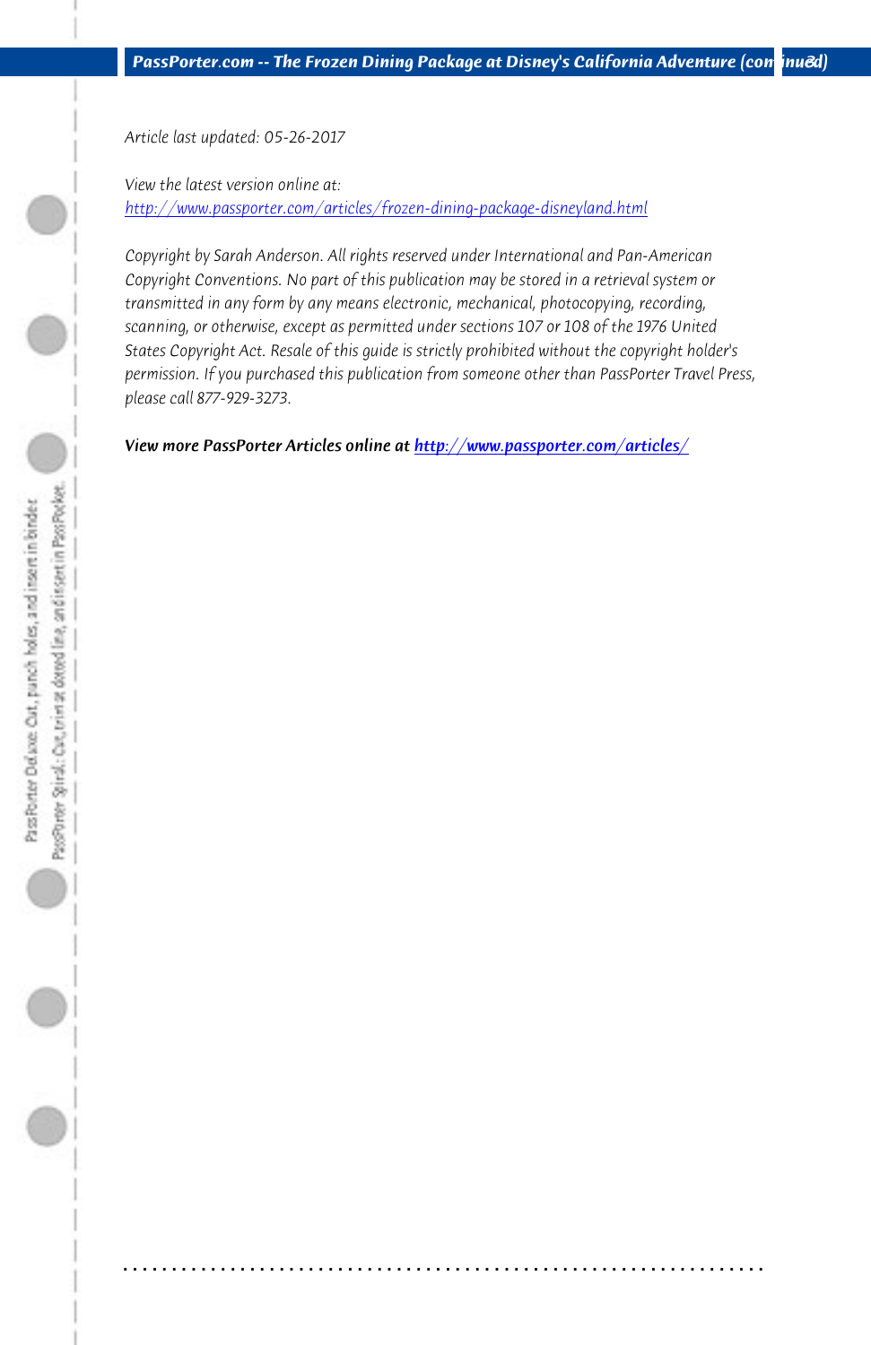*Article last updated: 05-26-2017*

*View the latest version online at:*
*http://www.passporter.com/articles/frozen-dining-package-disneyland.html*

*Copyright by Sarah Anderson. All rights reserved under International and Pan-American Copyright Conventions. No part of this publication may be stored in a retrieval system or transmitted in any form by any means electronic, mechanical, photocopying, recording, scanning, or otherwise, except as permitted under sections 107 or 108 of the 1976 United States Copyright Act. Resale of this guide is strictly prohibited without the copyright holder's permission. If you purchased this publication from someone other than PassPorter Travel Press, please call 877-929-3273.*

***View more PassPorter Articles online at http://www.passporter.com/articles/***